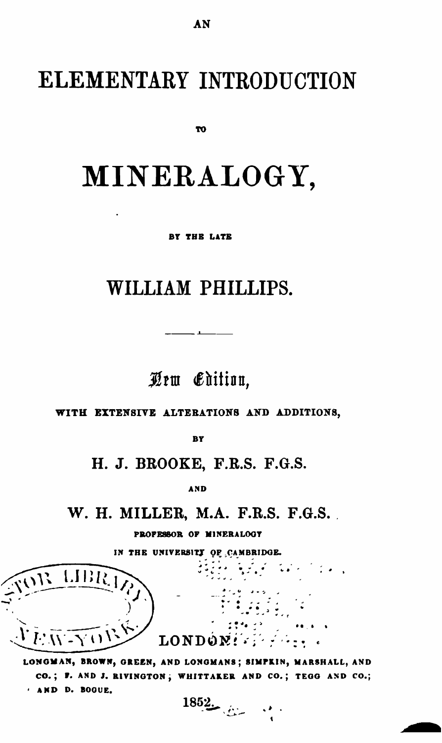AN

# ELEMENTARY INTRODUCTION

TO

# MINERALOGY,

BY THE LATE

## WILLIAM PHILLIPS.

---

*New Edition,*

WITH EXTENSIVE ALTERATIONS AND ADDITIONS,

BY

## H. J. BROOKE, F.R.S. F.G.S.

AND

## W. H. MILLER, M.A. F.R.S. F.G.S.

PROFESSOR OF MINERALOGY

IN THE UNIVERSITY OF CAMBRIDGE.

LONDON:

LONGMAN, BROWN, GREEN, AND LONGMANS; SIMPKIN, MARSHALL, AND CO.; F. AND J. RIVINGTON; WHITTAKER AND CO.; TEGG AND CO.; AND D. BOGUE.

1852.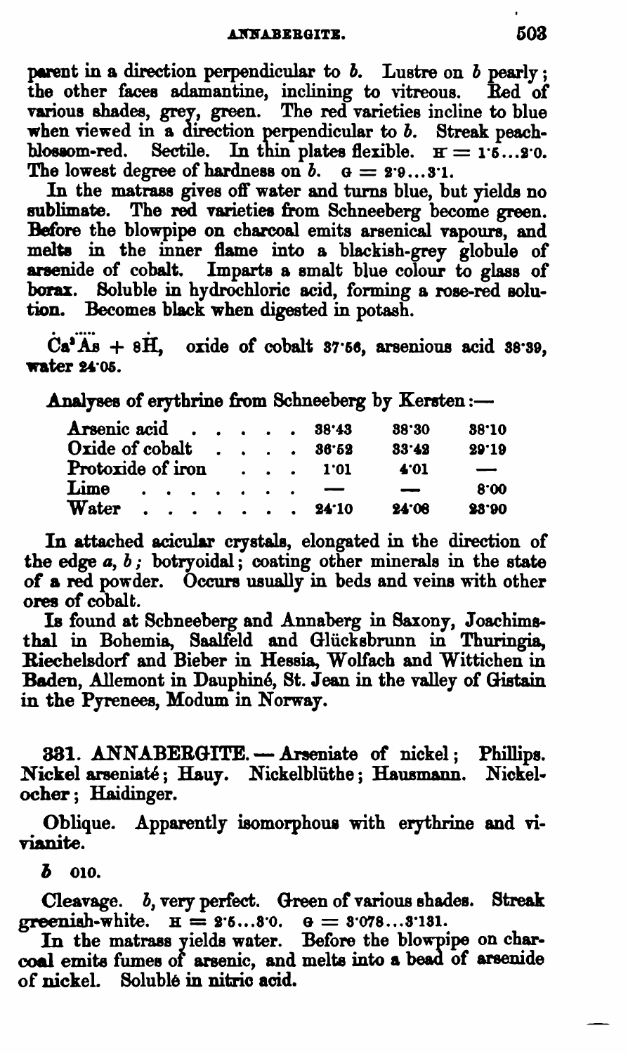parent in a direction perpendicular to *b*. Lustre on *b* pearly; the other faces adamantine, inclining to vitreous. Red of various shades, grey, green. The red varieties incline to blue when viewed in a direction perpendicular to *b*. Streak peach-blossom-red. Sectile. In thin plates flexible. H = 1·5...2·0. The lowest degree of hardness on *b*. G = 2·9...3·1.

In the matrass gives off water and turns blue, but yields no sublimate. The red varieties from Schneeberg become green. Before the blowpipe on charcoal emits arsenical vapours, and melts in the inner flame into a blackish-grey globule of arsenide of cobalt. Imparts a smalt blue colour to glass of borax. Soluble in hydrochloric acid, forming a rose-red solution. Becomes black when digested in potash.

$\dot{C}a^3\ddot{\ddot{A}}s + 8\dot{H}$, oxide of cobalt 37·56, arsenious acid 38·39, water 24·05.

Analyses of erythrine from Schneeberg by Kersten:—

| | | | |
|---|---|---|---|
| Arsenic acid | 38·43 | 38·30 | 38·10 |
| Oxide of cobalt | 36·52 | 33·42 | 29·19 |
| Protoxide of iron | 1·01 | 4·01 | — |
| Lime | — | — | 8·00 |
| Water | 24·10 | 24·08 | 23·90 |

In attached acicular crystals, elongated in the direction of the edge *a*, *b*; botryoidal; coating other minerals in the state of a red powder. Occurs usually in beds and veins with other ores of cobalt.

Is found at Schneeberg and Annaberg in Saxony, Joachimsthal in Bohemia, Saalfeld and Glücksbrunn in Thuringia, Riechelsdorf and Bieber in Hessia, Wolfach and Wittichen in Baden, Allemont in Dauphiné, St. Jean in the valley of Gistain in the Pyrenees, Modum in Norway.

**331. ANNABERGITE.** — Arseniate of nickel; Phillips. Nickel arseniaté; Hauy. Nickelblüthe; Hausmann. Nickelocher; Haidinger.

Oblique. Apparently isomorphous with erythrine and vivianite.

*b* 010.

Cleavage. *b*, very perfect. Green of various shades. Streak greenish-white. H = 2·5...3·0. G = 3·078...3·131.

In the matrass yields water. Before the blowpipe on charcoal emits fumes of arsenic, and melts into a bead of arsenide of nickel. Soluble in nitric acid.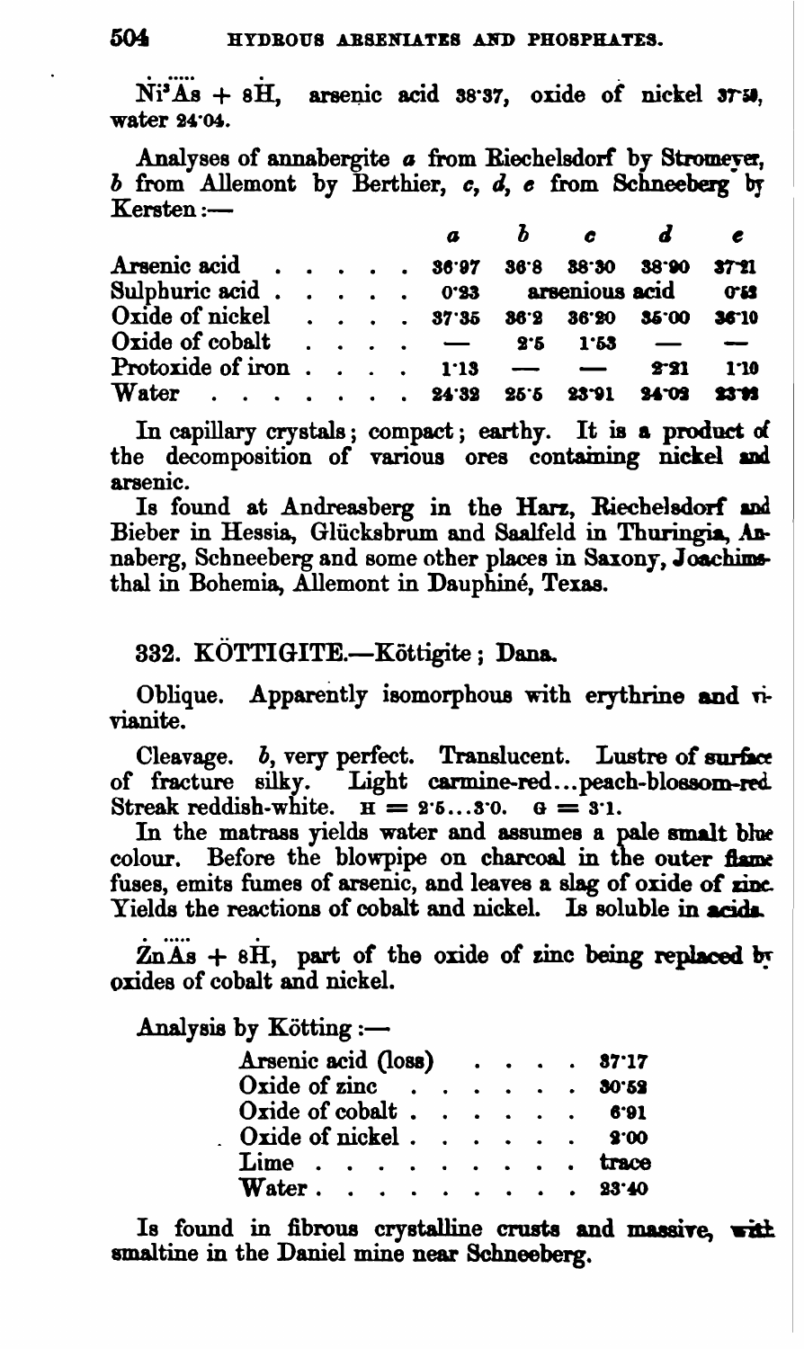$\dot{N}i^3 \overset{\cdot\cdot\cdot\cdot\cdot}{As} + 8\dot{H}$, arsenic acid 38·37, oxide of nickel 37·59, water 24·04.

Analyses of annabergite *a* from Riechelsdorf by Stromeyer, *b* from Allemont by Berthier, *c*, *d*, *e* from Schneeberg by Kersten:—

| | *a* | *b* | *c* | *d* | *e* |
|---|---|---|---|---|---|
| Arsenic acid | 36·97 | 36·8 | 38·30 | 38·90 | 37·21 |
| Sulphuric acid | 0·23 | | arsenious acid | | 0·52 |
| Oxide of nickel | 37·35 | 36·2 | 36·20 | 35·00 | 36·10 |
| Oxide of cobalt | — | 2·5 | 1·53 | — | — |
| Protoxide of iron | 1·13 | — | — | 2·21 | 1·10 |
| Water | 24·32 | 25·5 | 23·91 | 24·02 | 23·92 |

In capillary crystals; compact; earthy. It is a product of the decomposition of various ores containing nickel and arsenic.

Is found at Andreasberg in the Harz, Riechelsdorf and Bieber in Hessia, Glücksbrum and Saalfeld in Thuringia, Annaberg, Schneeberg and some other places in Saxony, Joachimsthal in Bohemia, Allemont in Dauphiné, Texas.

## 332. KÖTTIGITE.—Köttigite; Dana.

Oblique. Apparently isomorphous with erythrine and vivianite.

Cleavage. *b*, very perfect. Translucent. Lustre of surface of fracture silky. Light carmine-red...peach-blossom-red. Streak reddish-white. H = 2·5...3·0. G = 3·1.

In the matrass yields water and assumes a pale smalt blue colour. Before the blowpipe on charcoal in the outer flame fuses, emits fumes of arsenic, and leaves a slag of oxide of zinc. Yields the reactions of cobalt and nickel. Is soluble in acids.

$\dot{Z}n \overset{\cdot\cdot\cdot\cdot\cdot}{As} + 8\dot{H}$, part of the oxide of zinc being replaced by oxides of cobalt and nickel.

Analysis by Kötting:—

| | |
|---|---|
| Arsenic acid (loss) | 37·17 |
| Oxide of zinc | 30·52 |
| Oxide of cobalt | 6·91 |
| Oxide of nickel | 2·00 |
| Lime | trace |
| Water | 23·40 |

Is found in fibrous crystalline crusts and massive, with smaltine in the Daniel mine near Schneeberg.